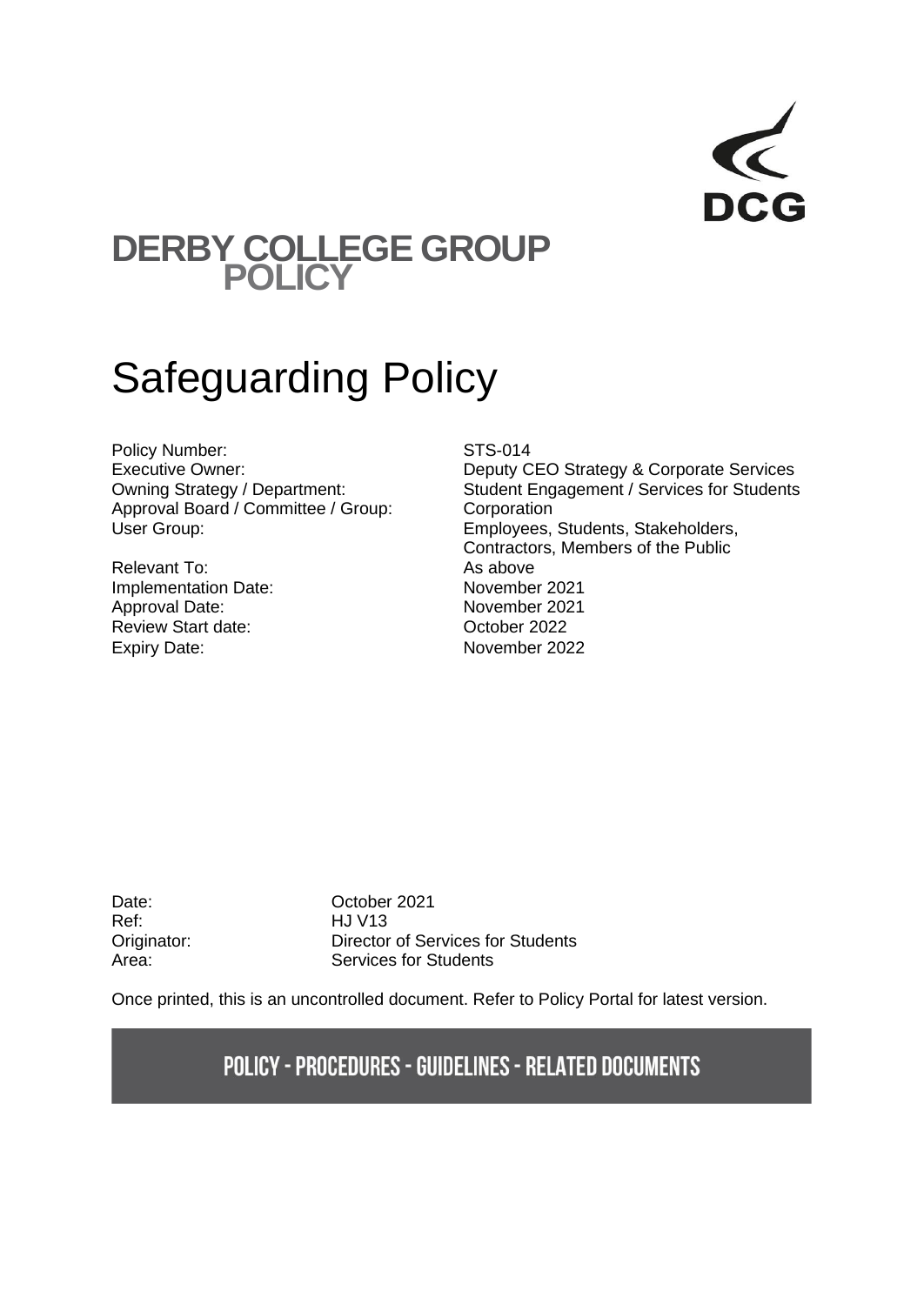DCG

# DERBY COLLEGE GROUP POLICY

# Safeguarding Policy

| | |
|---|---|
| Policy Number: | STS-014 |
| Executive Owner: | Deputy CEO Strategy & Corporate Services |
| Owning Strategy / Department: | Student Engagement / Services for Students |
| Approval Board / Committee / Group: | Corporation |
| User Group: | Employees, Students, Stakeholders, Contractors, Members of the Public |
| Relevant To: | As above |
| Implementation Date: | November 2021 |
| Approval Date: | November 2021 |
| Review Start date: | October 2022 |
| Expiry Date: | November 2022 |

| | |
|---|---|
| Date: | October 2021 |
| Ref: | HJ V13 |
| Originator: | Director of Services for Students |
| Area: | Services for Students |

Once printed, this is an uncontrolled document. Refer to Policy Portal for latest version.

**POLICY - PROCEDURES - GUIDELINES - RELATED DOCUMENTS**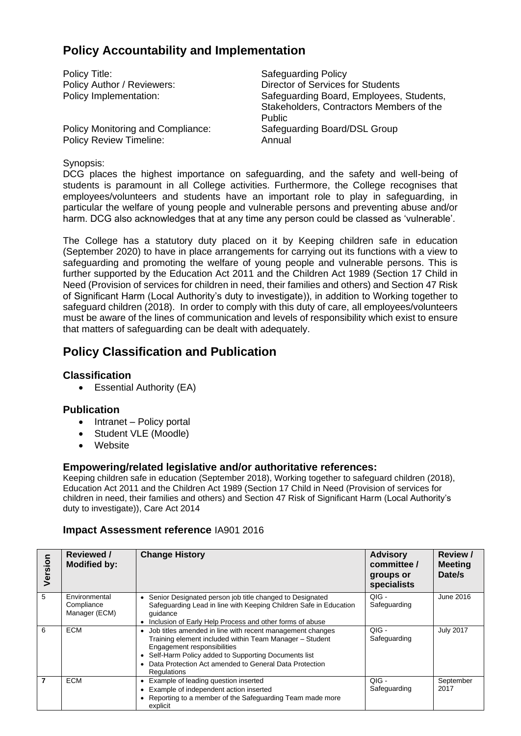## Policy Accountability and Implementation

| | |
|---|---|
| Policy Title: | Safeguarding Policy |
| Policy Author / Reviewers: | Director of Services for Students |
| Policy Implementation: | Safeguarding Board, Employees, Students, Stakeholders, Contractors Members of the Public |
| Policy Monitoring and Compliance: | Safeguarding Board/DSL Group |
| Policy Review Timeline: | Annual |

Synopsis:

DCG places the highest importance on safeguarding, and the safety and well-being of students is paramount in all College activities. Furthermore, the College recognises that employees/volunteers and students have an important role to play in safeguarding, in particular the welfare of young people and vulnerable persons and preventing abuse and/or harm. DCG also acknowledges that at any time any person could be classed as 'vulnerable'.

The College has a statutory duty placed on it by Keeping children safe in education (September 2020) to have in place arrangements for carrying out its functions with a view to safeguarding and promoting the welfare of young people and vulnerable persons. This is further supported by the Education Act 2011 and the Children Act 1989 (Section 17 Child in Need (Provision of services for children in need, their families and others) and Section 47 Risk of Significant Harm (Local Authority's duty to investigate)), in addition to Working together to safeguard children (2018). In order to comply with this duty of care, all employees/volunteers must be aware of the lines of communication and levels of responsibility which exist to ensure that matters of safeguarding can be dealt with adequately.

## Policy Classification and Publication

### Classification

- Essential Authority (EA)

### Publication

- Intranet – Policy portal
- Student VLE (Moodle)
- Website

### Empowering/related legislative and/or authoritative references:

Keeping children safe in education (September 2018), Working together to safeguard children (2018), Education Act 2011 and the Children Act 1989 (Section 17 Child in Need (Provision of services for children in need, their families and others) and Section 47 Risk of Significant Harm (Local Authority's duty to investigate)), Care Act 2014

### Impact Assessment reference IA901 2016

| Version | Reviewed / Modified by: | Change History | Advisory committee / groups or specialists | Review / Meeting Date/s |
|---|---|---|---|---|
| 5 | Environmental Compliance Manager (ECM) | • Senior Designated person job title changed to Designated Safeguarding Lead in line with Keeping Children Safe in Education guidance<br>• Inclusion of Early Help Process and other forms of abuse | QIG - Safeguarding | June 2016 |
| 6 | ECM | • Job titles amended in line with recent management changes Training element included within Team Manager – Student Engagement responsibilities<br>• Self-Harm Policy added to Supporting Documents list<br>• Data Protection Act amended to General Data Protection Regulations | QIG - Safeguarding | July 2017 |
| **7** | ECM | • Example of leading question inserted<br>• Example of independent action inserted<br>• Reporting to a member of the Safeguarding Team made more explicit | QIG - Safeguarding | September 2017 |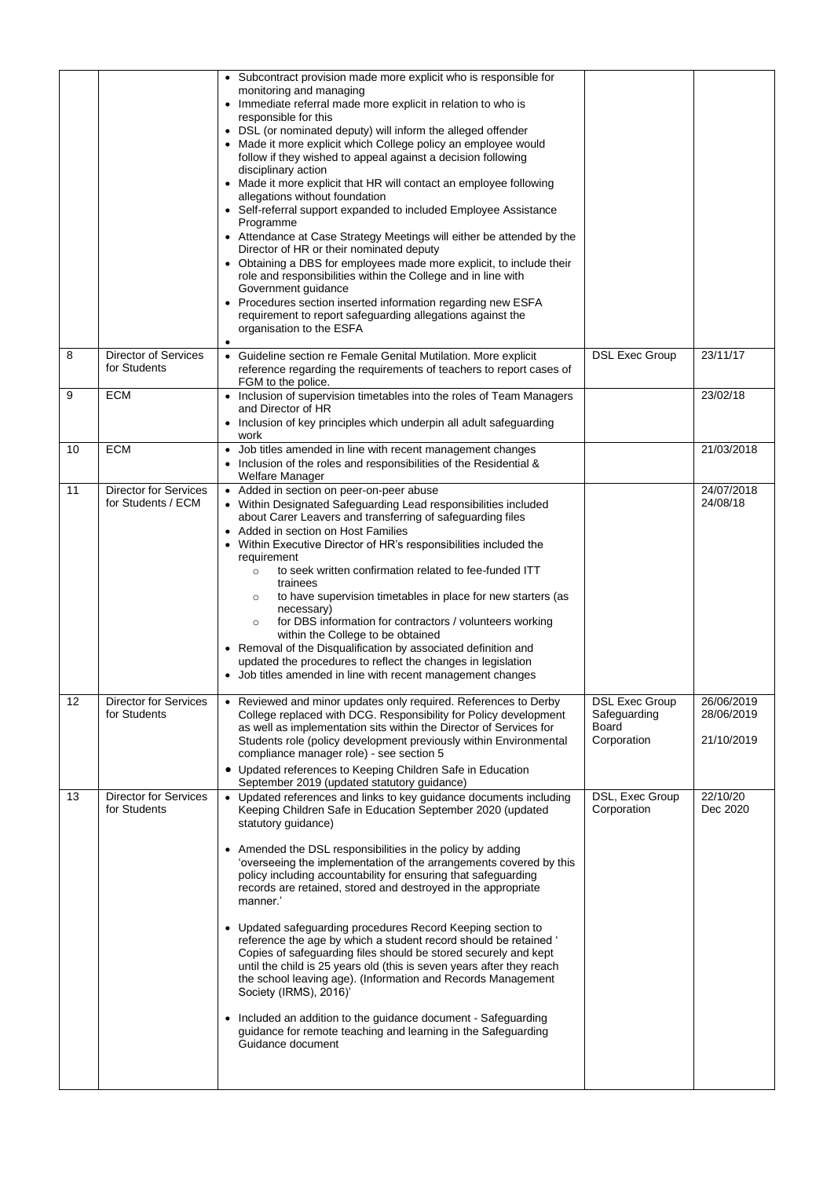| | | | | |
|---|---|---|---|---|
| | | • Subcontract provision made more explicit who is responsible for monitoring and managing<br>• Immediate referral made more explicit in relation to who is responsible for this<br>• DSL (or nominated deputy) will inform the alleged offender<br>• Made it more explicit which College policy an employee would follow if they wished to appeal against a decision following disciplinary action<br>• Made it more explicit that HR will contact an employee following allegations without foundation<br>• Self-referral support expanded to included Employee Assistance Programme<br>• Attendance at Case Strategy Meetings will either be attended by the Director of HR or their nominated deputy<br>• Obtaining a DBS for employees made more explicit, to include their role and responsibilities within the College and in line with Government guidance<br>• Procedures section inserted information regarding new ESFA requirement to report safeguarding allegations against the organisation to the ESFA<br>• | | |
| 8 | Director of Services for Students | • Guideline section re Female Genital Mutilation. More explicit reference regarding the requirements of teachers to report cases of FGM to the police. | DSL Exec Group | 23/11/17 |
| 9 | ECM | • Inclusion of supervision timetables into the roles of Team Managers and Director of HR<br>• Inclusion of key principles which underpin all adult safeguarding work | | 23/02/18 |
| 10 | ECM | • Job titles amended in line with recent management changes<br>• Inclusion of the roles and responsibilities of the Residential & Welfare Manager | | 21/03/2018 |
| 11 | Director for Services for Students / ECM | • Added in section on peer-on-peer abuse<br>• Within Designated Safeguarding Lead responsibilities included about Carer Leavers and transferring of safeguarding files<br>• Added in section on Host Families<br>• Within Executive Director of HR's responsibilities included the requirement<br>  ○ to seek written confirmation related to fee-funded ITT trainees<br>  ○ to have supervision timetables in place for new starters (as necessary)<br>  ○ for DBS information for contractors / volunteers working within the College to be obtained<br>• Removal of the Disqualification by associated definition and updated the procedures to reflect the changes in legislation<br>• Job titles amended in line with recent management changes | | 24/07/2018<br>24/08/18 |
| 12 | Director for Services for Students | • Reviewed and minor updates only required. References to Derby College replaced with DCG. Responsibility for Policy development as well as implementation sits within the Director of Services for Students role (policy development previously within Environmental compliance manager role) - see section 5<br>• Updated references to Keeping Children Safe in Education September 2019 (updated statutory guidance) | DSL Exec Group<br>Safeguarding Board<br>Corporation | 26/06/2019<br>28/06/2019<br><br>21/10/2019 |
| 13 | Director for Services for Students | • Updated references and links to key guidance documents including Keeping Children Safe in Education September 2020 (updated statutory guidance)<br><br>• Amended the DSL responsibilities in the policy by adding 'overseeing the implementation of the arrangements covered by this policy including accountability for ensuring that safeguarding records are retained, stored and destroyed in the appropriate manner.'<br><br>• Updated safeguarding procedures Record Keeping section to reference the age by which a student record should be retained ' Copies of safeguarding files should be stored securely and kept until the child is 25 years old (this is seven years after they reach the school leaving age). (Information and Records Management Society (IRMS), 2016)'<br><br>• Included an addition to the guidance document - Safeguarding guidance for remote teaching and learning in the Safeguarding Guidance document | DSL, Exec Group<br>Corporation | 22/10/20<br>Dec 2020 |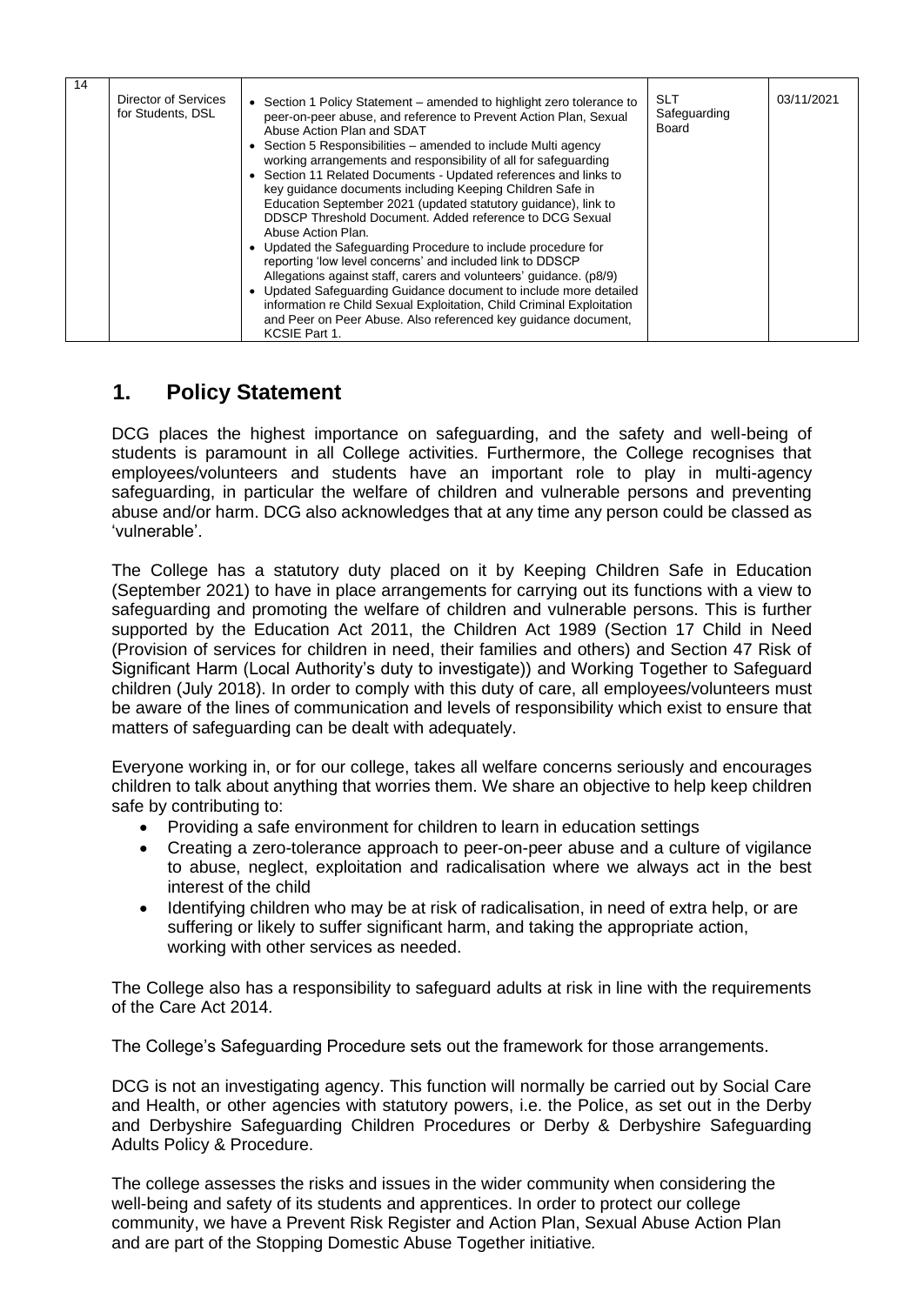| 14 | Director of Services for Students, DSL | • Section 1 Policy Statement – amended to highlight zero tolerance to peer-on-peer abuse, and reference to Prevent Action Plan, Sexual Abuse Action Plan and SDAT<br>• Section 5 Responsibilities – amended to include Multi agency working arrangements and responsibility of all for safeguarding<br>• Section 11 Related Documents - Updated references and links to key guidance documents including Keeping Children Safe in Education September 2021 (updated statutory guidance), link to DDSCP Threshold Document. Added reference to DCG Sexual Abuse Action Plan.<br>• Updated the Safeguarding Procedure to include procedure for reporting 'low level concerns' and included link to DDSCP Allegations against staff, carers and volunteers' guidance. (p8/9)<br>• Updated Safeguarding Guidance document to include more detailed information re Child Sexual Exploitation, Child Criminal Exploitation and Peer on Peer Abuse. Also referenced key guidance document, KCSIE Part 1. | SLT Safeguarding Board | 03/11/2021 |
|---|---|---|---|---|

## 1. Policy Statement

DCG places the highest importance on safeguarding, and the safety and well-being of students is paramount in all College activities. Furthermore, the College recognises that employees/volunteers and students have an important role to play in multi-agency safeguarding, in particular the welfare of children and vulnerable persons and preventing abuse and/or harm. DCG also acknowledges that at any time any person could be classed as 'vulnerable'.

The College has a statutory duty placed on it by Keeping Children Safe in Education (September 2021) to have in place arrangements for carrying out its functions with a view to safeguarding and promoting the welfare of children and vulnerable persons. This is further supported by the Education Act 2011, the Children Act 1989 (Section 17 Child in Need (Provision of services for children in need, their families and others) and Section 47 Risk of Significant Harm (Local Authority's duty to investigate)) and Working Together to Safeguard children (July 2018). In order to comply with this duty of care, all employees/volunteers must be aware of the lines of communication and levels of responsibility which exist to ensure that matters of safeguarding can be dealt with adequately.

Everyone working in, or for our college, takes all welfare concerns seriously and encourages children to talk about anything that worries them. We share an objective to help keep children safe by contributing to:

- Providing a safe environment for children to learn in education settings
- Creating a zero-tolerance approach to peer-on-peer abuse and a culture of vigilance to abuse, neglect, exploitation and radicalisation where we always act in the best interest of the child
- Identifying children who may be at risk of radicalisation, in need of extra help, or are suffering or likely to suffer significant harm, and taking the appropriate action, working with other services as needed.

The College also has a responsibility to safeguard adults at risk in line with the requirements of the Care Act 2014.

The College's Safeguarding Procedure sets out the framework for those arrangements.

DCG is not an investigating agency. This function will normally be carried out by Social Care and Health, or other agencies with statutory powers, i.e. the Police, as set out in the Derby and Derbyshire Safeguarding Children Procedures or Derby & Derbyshire Safeguarding Adults Policy & Procedure.

The college assesses the risks and issues in the wider community when considering the well-being and safety of its students and apprentices. In order to protect our college community, we have a Prevent Risk Register and Action Plan, Sexual Abuse Action Plan and are part of the Stopping Domestic Abuse Together initiative.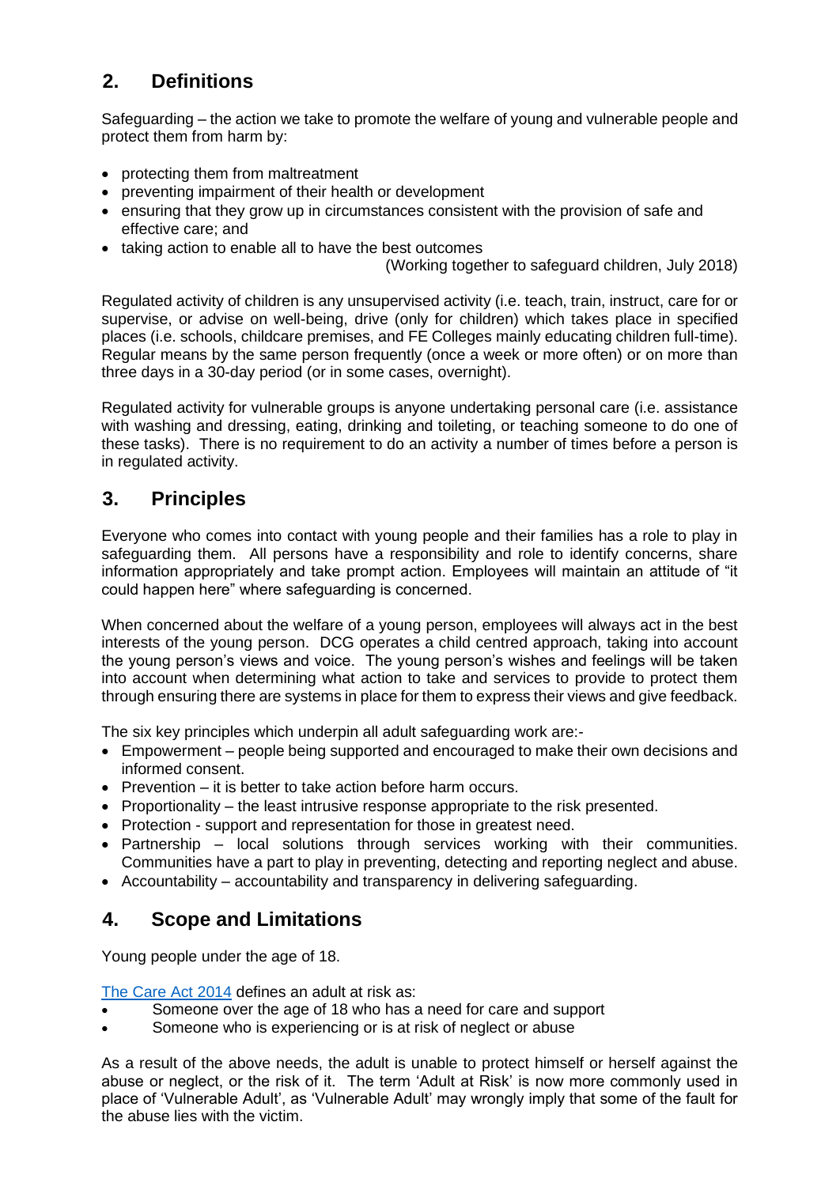## 2. Definitions

Safeguarding – the action we take to promote the welfare of young and vulnerable people and protect them from harm by:

- protecting them from maltreatment
- preventing impairment of their health or development
- ensuring that they grow up in circumstances consistent with the provision of safe and effective care; and
- taking action to enable all to have the best outcomes

(Working together to safeguard children, July 2018)

Regulated activity of children is any unsupervised activity (i.e. teach, train, instruct, care for or supervise, or advise on well-being, drive (only for children) which takes place in specified places (i.e. schools, childcare premises, and FE Colleges mainly educating children full-time). Regular means by the same person frequently (once a week or more often) or on more than three days in a 30-day period (or in some cases, overnight).

Regulated activity for vulnerable groups is anyone undertaking personal care (i.e. assistance with washing and dressing, eating, drinking and toileting, or teaching someone to do one of these tasks). There is no requirement to do an activity a number of times before a person is in regulated activity.

## 3. Principles

Everyone who comes into contact with young people and their families has a role to play in safeguarding them. All persons have a responsibility and role to identify concerns, share information appropriately and take prompt action. Employees will maintain an attitude of "it could happen here" where safeguarding is concerned.

When concerned about the welfare of a young person, employees will always act in the best interests of the young person. DCG operates a child centred approach, taking into account the young person's views and voice. The young person's wishes and feelings will be taken into account when determining what action to take and services to provide to protect them through ensuring there are systems in place for them to express their views and give feedback.

The six key principles which underpin all adult safeguarding work are:-

- Empowerment – people being supported and encouraged to make their own decisions and informed consent.
- Prevention – it is better to take action before harm occurs.
- Proportionality – the least intrusive response appropriate to the risk presented.
- Protection - support and representation for those in greatest need.
- Partnership – local solutions through services working with their communities. Communities have a part to play in preventing, detecting and reporting neglect and abuse.
- Accountability – accountability and transparency in delivering safeguarding.

## 4. Scope and Limitations

Young people under the age of 18.

The Care Act 2014 defines an adult at risk as:

- Someone over the age of 18 who has a need for care and support
- Someone who is experiencing or is at risk of neglect or abuse

As a result of the above needs, the adult is unable to protect himself or herself against the abuse or neglect, or the risk of it. The term 'Adult at Risk' is now more commonly used in place of 'Vulnerable Adult', as 'Vulnerable Adult' may wrongly imply that some of the fault for the abuse lies with the victim.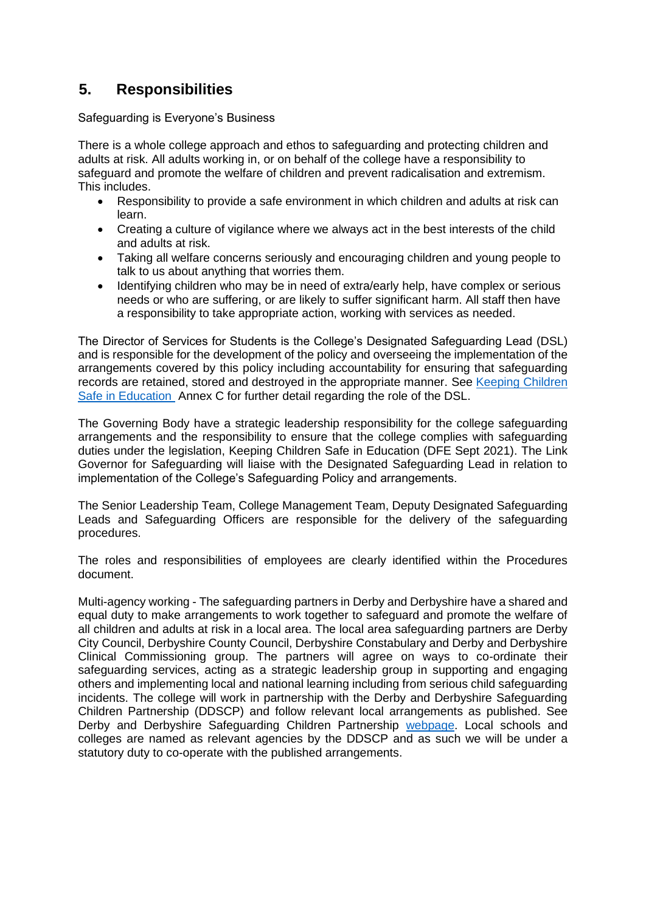## 5. Responsibilities

Safeguarding is Everyone's Business

There is a whole college approach and ethos to safeguarding and protecting children and adults at risk. All adults working in, or on behalf of the college have a responsibility to safeguard and promote the welfare of children and prevent radicalisation and extremism. This includes.

- Responsibility to provide a safe environment in which children and adults at risk can learn.
- Creating a culture of vigilance where we always act in the best interests of the child and adults at risk.
- Taking all welfare concerns seriously and encouraging children and young people to talk to us about anything that worries them.
- Identifying children who may be in need of extra/early help, have complex or serious needs or who are suffering, or are likely to suffer significant harm. All staff then have a responsibility to take appropriate action, working with services as needed.

The Director of Services for Students is the College's Designated Safeguarding Lead (DSL) and is responsible for the development of the policy and overseeing the implementation of the arrangements covered by this policy including accountability for ensuring that safeguarding records are retained, stored and destroyed in the appropriate manner. See Keeping Children Safe in Education Annex C for further detail regarding the role of the DSL.

The Governing Body have a strategic leadership responsibility for the college safeguarding arrangements and the responsibility to ensure that the college complies with safeguarding duties under the legislation, Keeping Children Safe in Education (DFE Sept 2021). The Link Governor for Safeguarding will liaise with the Designated Safeguarding Lead in relation to implementation of the College's Safeguarding Policy and arrangements.

The Senior Leadership Team, College Management Team, Deputy Designated Safeguarding Leads and Safeguarding Officers are responsible for the delivery of the safeguarding procedures.

The roles and responsibilities of employees are clearly identified within the Procedures document.

Multi-agency working - The safeguarding partners in Derby and Derbyshire have a shared and equal duty to make arrangements to work together to safeguard and promote the welfare of all children and adults at risk in a local area. The local area safeguarding partners are Derby City Council, Derbyshire County Council, Derbyshire Constabulary and Derby and Derbyshire Clinical Commissioning group. The partners will agree on ways to co-ordinate their safeguarding services, acting as a strategic leadership group in supporting and engaging others and implementing local and national learning including from serious child safeguarding incidents. The college will work in partnership with the Derby and Derbyshire Safeguarding Children Partnership (DDSCP) and follow relevant local arrangements as published. See Derby and Derbyshire Safeguarding Children Partnership webpage. Local schools and colleges are named as relevant agencies by the DDSCP and as such we will be under a statutory duty to co-operate with the published arrangements.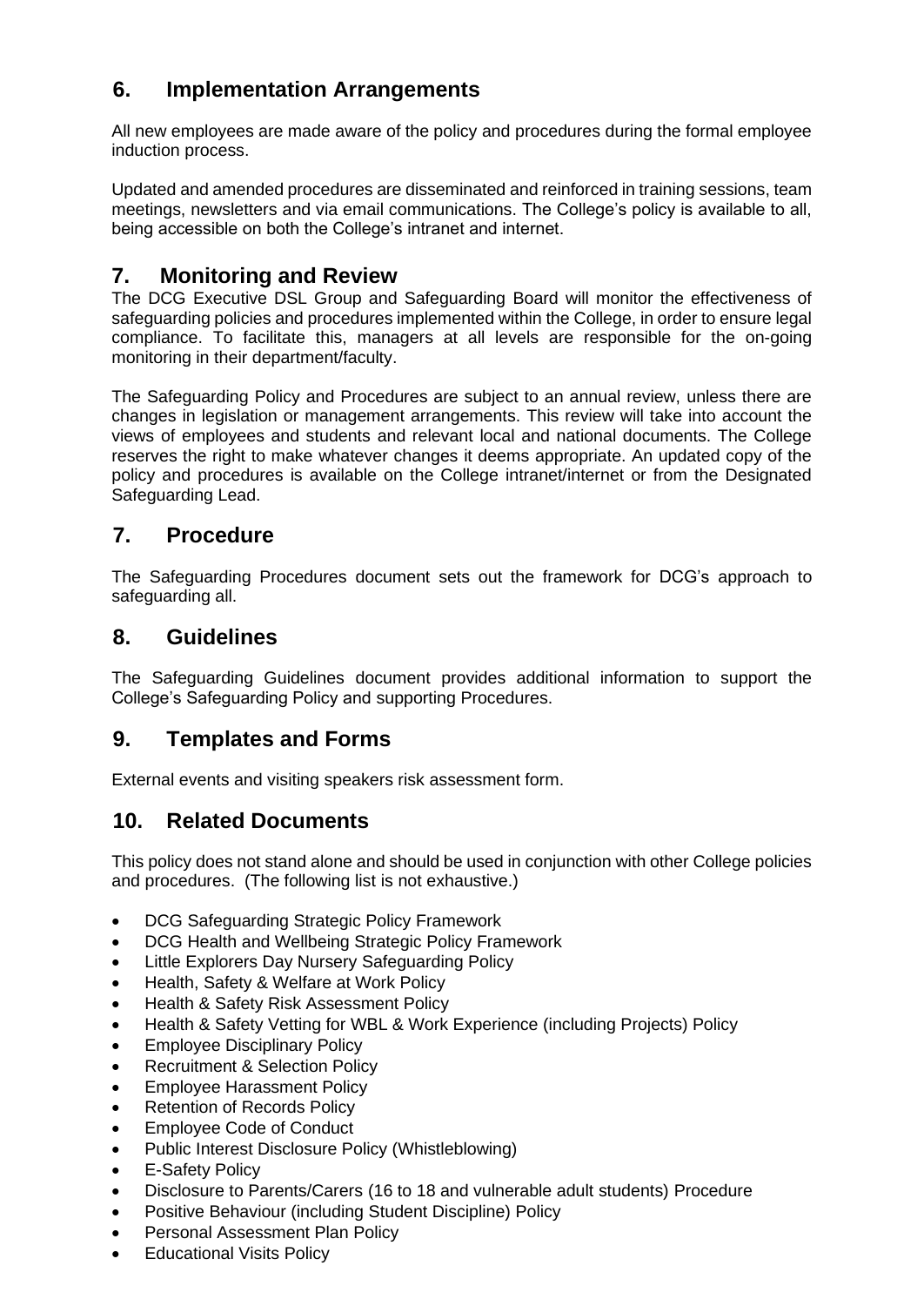## 6. Implementation Arrangements

All new employees are made aware of the policy and procedures during the formal employee induction process.

Updated and amended procedures are disseminated and reinforced in training sessions, team meetings, newsletters and via email communications. The College's policy is available to all, being accessible on both the College's intranet and internet.

## 7. Monitoring and Review

The DCG Executive DSL Group and Safeguarding Board will monitor the effectiveness of safeguarding policies and procedures implemented within the College, in order to ensure legal compliance. To facilitate this, managers at all levels are responsible for the on-going monitoring in their department/faculty.

The Safeguarding Policy and Procedures are subject to an annual review, unless there are changes in legislation or management arrangements. This review will take into account the views of employees and students and relevant local and national documents. The College reserves the right to make whatever changes it deems appropriate. An updated copy of the policy and procedures is available on the College intranet/internet or from the Designated Safeguarding Lead.

## 7. Procedure

The Safeguarding Procedures document sets out the framework for DCG's approach to safeguarding all.

## 8. Guidelines

The Safeguarding Guidelines document provides additional information to support the College's Safeguarding Policy and supporting Procedures.

## 9. Templates and Forms

External events and visiting speakers risk assessment form.

## 10. Related Documents

This policy does not stand alone and should be used in conjunction with other College policies and procedures. (The following list is not exhaustive.)

- DCG Safeguarding Strategic Policy Framework
- DCG Health and Wellbeing Strategic Policy Framework
- Little Explorers Day Nursery Safeguarding Policy
- Health, Safety & Welfare at Work Policy
- Health & Safety Risk Assessment Policy
- Health & Safety Vetting for WBL & Work Experience (including Projects) Policy
- Employee Disciplinary Policy
- Recruitment & Selection Policy
- Employee Harassment Policy
- Retention of Records Policy
- Employee Code of Conduct
- Public Interest Disclosure Policy (Whistleblowing)
- E-Safety Policy
- Disclosure to Parents/Carers (16 to 18 and vulnerable adult students) Procedure
- Positive Behaviour (including Student Discipline) Policy
- Personal Assessment Plan Policy
- Educational Visits Policy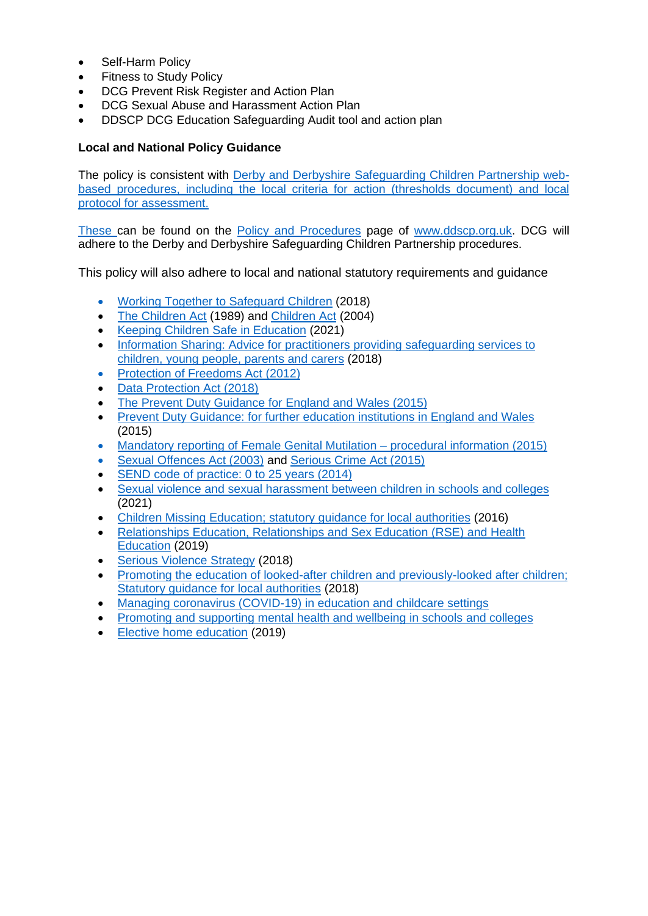- Self-Harm Policy
- Fitness to Study Policy
- DCG Prevent Risk Register and Action Plan
- DCG Sexual Abuse and Harassment Action Plan
- DDSCP DCG Education Safeguarding Audit tool and action plan

**Local and National Policy Guidance**

The policy is consistent with Derby and Derbyshire Safeguarding Children Partnership web-based procedures, including the local criteria for action (thresholds document) and local protocol for assessment.

These can be found on the Policy and Procedures page of www.ddscp.org.uk. DCG will adhere to the Derby and Derbyshire Safeguarding Children Partnership procedures.

This policy will also adhere to local and national statutory requirements and guidance

- Working Together to Safeguard Children (2018)
- The Children Act (1989) and Children Act (2004)
- Keeping Children Safe in Education (2021)
- Information Sharing: Advice for practitioners providing safeguarding services to children, young people, parents and carers (2018)
- Protection of Freedoms Act (2012)
- Data Protection Act (2018)
- The Prevent Duty Guidance for England and Wales (2015)
- Prevent Duty Guidance: for further education institutions in England and Wales (2015)
- Mandatory reporting of Female Genital Mutilation – procedural information (2015)
- Sexual Offences Act (2003) and Serious Crime Act (2015)
- SEND code of practice: 0 to 25 years (2014)
- Sexual violence and sexual harassment between children in schools and colleges (2021)
- Children Missing Education; statutory guidance for local authorities (2016)
- Relationships Education, Relationships and Sex Education (RSE) and Health Education (2019)
- Serious Violence Strategy (2018)
- Promoting the education of looked-after children and previously-looked after children; Statutory guidance for local authorities (2018)
- Managing coronavirus (COVID-19) in education and childcare settings
- Promoting and supporting mental health and wellbeing in schools and colleges
- Elective home education (2019)